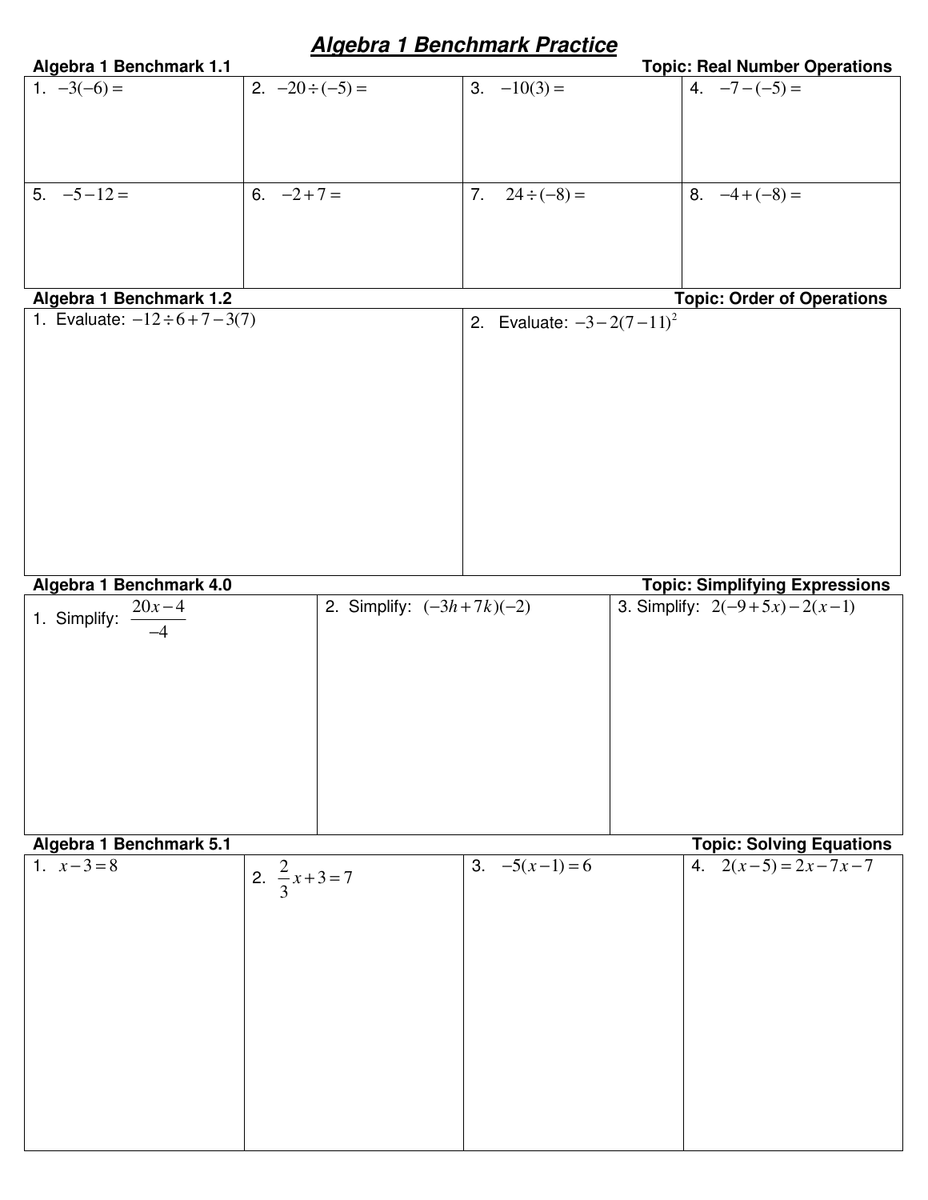# *Algebra 1 Benchmark Practice*

**Algebra 1 Benchmark 1.1** — **Topic: Real Number Operations**

| | | | |
|---|---|---|---|
| 1. $-3(-6) =$ | 2. $-20 \div (-5) =$ | 3. $-10(3) =$ | 4. $-7-(-5) =$ |
| 5. $-5-12 =$ | 6. $-2+7 =$ | 7. $24 \div (-8) =$ | 8. $-4+(-8) =$ |

**Algebra 1 Benchmark 1.2** — **Topic: Order of Operations**

| | |
|---|---|
| 1. Evaluate: $-12 \div 6 + 7 - 3(7)$ | 2. Evaluate: $-3-2(7-11)^2$ |

**Algebra 1 Benchmark 4.0** — **Topic: Simplifying Expressions**

| | | |
|---|---|---|
| 1. Simplify: $\dfrac{20x-4}{-4}$ | 2. Simplify: $(-3h+7k)(-2)$ | 3. Simplify: $2(-9+5x)-2(x-1)$ |

**Algebra 1 Benchmark 5.1** — **Topic: Solving Equations**

| | | | |
|---|---|---|---|
| 1. $x-3=8$ | 2. $\dfrac{2}{3}x+3=7$ | 3. $-5(x-1)=6$ | 4. $2(x-5)=2x-7x-7$ |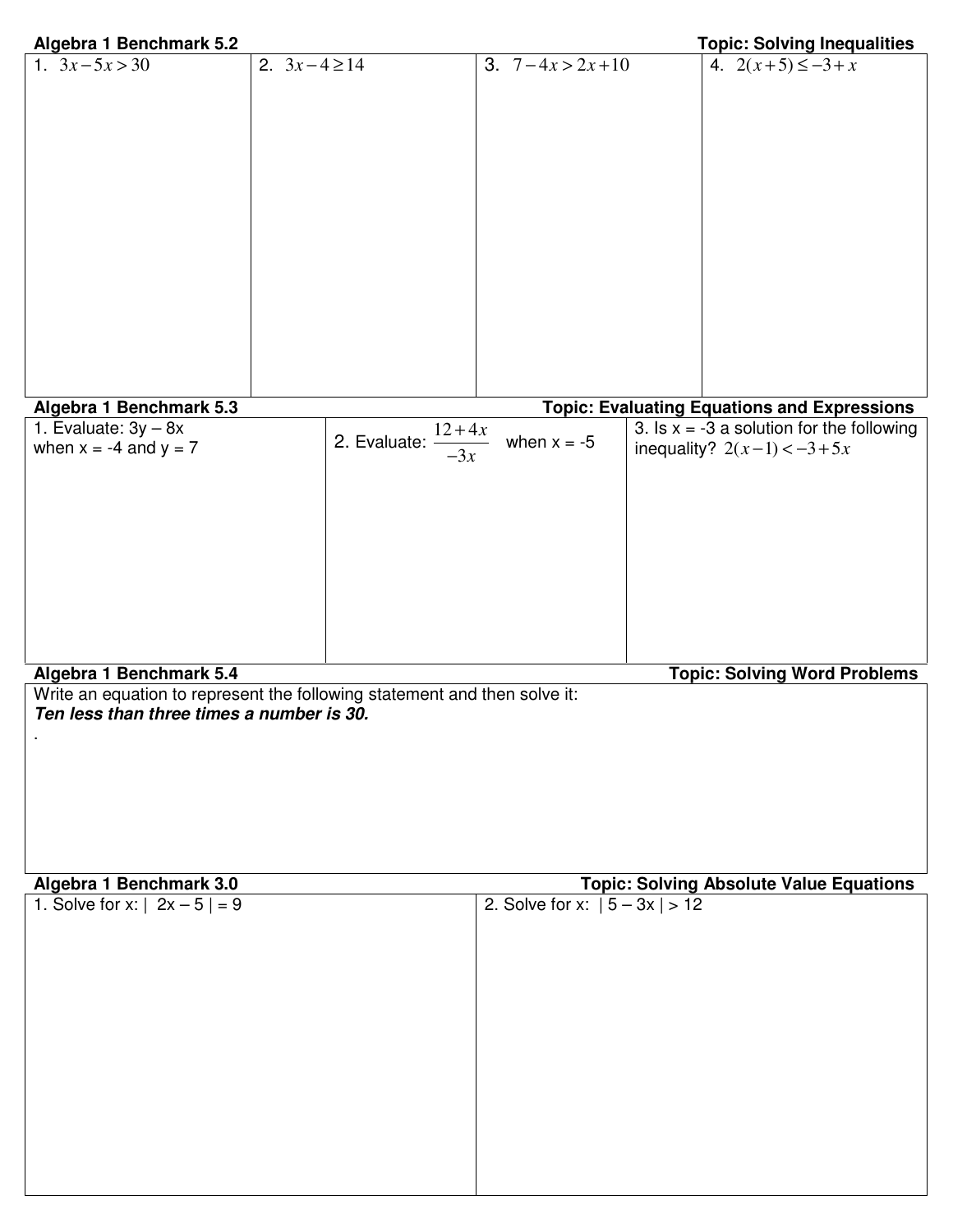## Algebra 1 Benchmark 5.2 — Topic: Solving Inequalities

| 1. $3x - 5x > 30$ | 2. $3x - 4 \geq 14$ | 3. $7 - 4x > 2x + 10$ | 4. $2(x+5) \leq -3 + x$ |
|---|---|---|---|
| | | | |

## Algebra 1 Benchmark 5.3 — Topic: Evaluating Equations and Expressions

| 1. Evaluate: $3y - 8x$ when $x = -4$ and $y = 7$ | 2. Evaluate: $\frac{12+4x}{-3x}$ when $x = -5$ | 3. Is $x = -3$ a solution for the following inequality? $2(x-1) < -3 + 5x$ |
|---|---|---|
| | | |

## Algebra 1 Benchmark 5.4 — Topic: Solving Word Problems

Write an equation to represent the following statement and then solve it:

***Ten less than three times a number is 30.***

.

## Algebra 1 Benchmark 3.0 — Topic: Solving Absolute Value Equations

| 1. Solve for x: $\lvert 2x - 5 \rvert = 9$ | 2. Solve for x: $\lvert 5 - 3x \rvert > 12$ |
|---|---|
| | |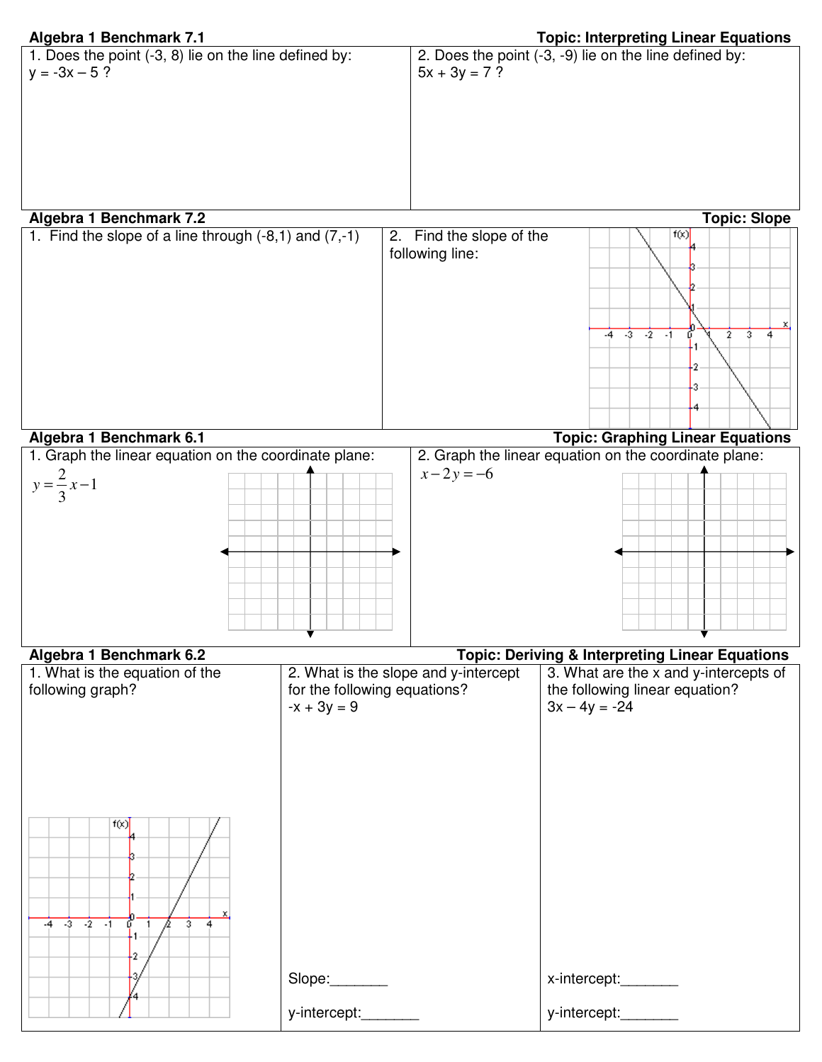**Algebra 1 Benchmark 7.1** **Topic: Interpreting Linear Equations**

1. Does the point (-3, 8) lie on the line defined by: $y = -3x - 5$ ?

2. Does the point (-3, -9) lie on the line defined by: $5x + 3y = 7$ ?

**Algebra 1 Benchmark 7.2** **Topic: Slope**

1. Find the slope of a line through (-8,1) and (7,-1)

2. Find the slope of the following line:

**Algebra 1 Benchmark 6.1** **Topic: Graphing Linear Equations**

1. Graph the linear equation on the coordinate plane:

$$y = \frac{2}{3}x - 1$$

2. Graph the linear equation on the coordinate plane:

$$x - 2y = -6$$

**Algebra 1 Benchmark 6.2** **Topic: Deriving & Interpreting Linear Equations**

1. What is the equation of the following graph?

2. What is the slope and y-intercept for the following equations?

$-x + 3y = 9$

Slope:_______

y-intercept:_______

3. What are the x and y-intercepts of the following linear equation?

$3x - 4y = -24$

x-intercept:_______

y-intercept:_______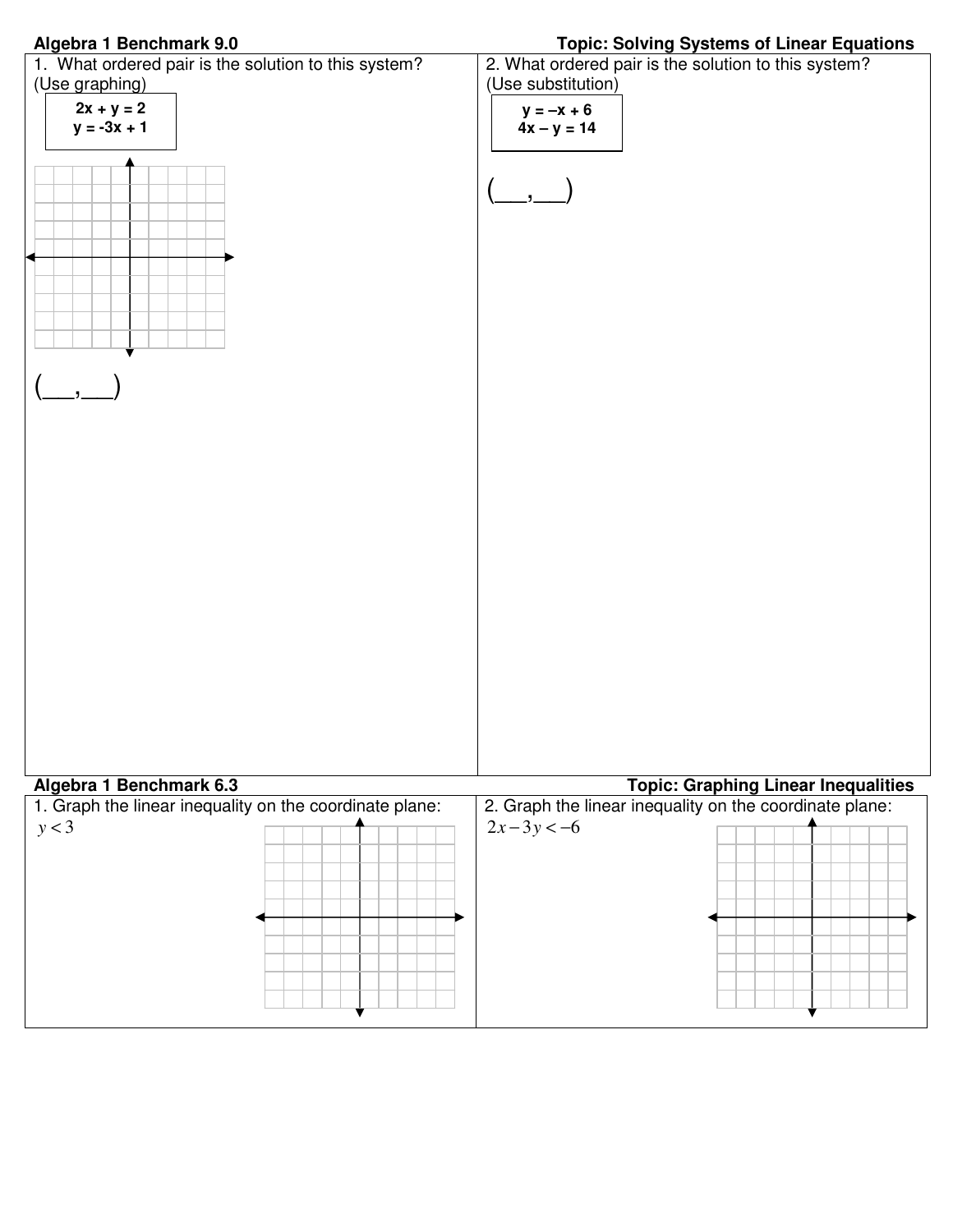**Algebra 1 Benchmark 9.0** **Topic: Solving Systems of Linear Equations**

1. What ordered pair is the solution to this system? (Use graphing)

$$2x + y = 2$$
$$y = -3x + 1$$

(\_\_\_,\_\_\_)

2. What ordered pair is the solution to this system? (Use substitution)

$$y = -x + 6$$
$$4x - y = 14$$

(\_\_\_,\_\_\_)

**Algebra 1 Benchmark 6.3** **Topic: Graphing Linear Inequalities**

1. Graph the linear inequality on the coordinate plane:

$y < 3$

2. Graph the linear inequality on the coordinate plane:

$2x - 3y < -6$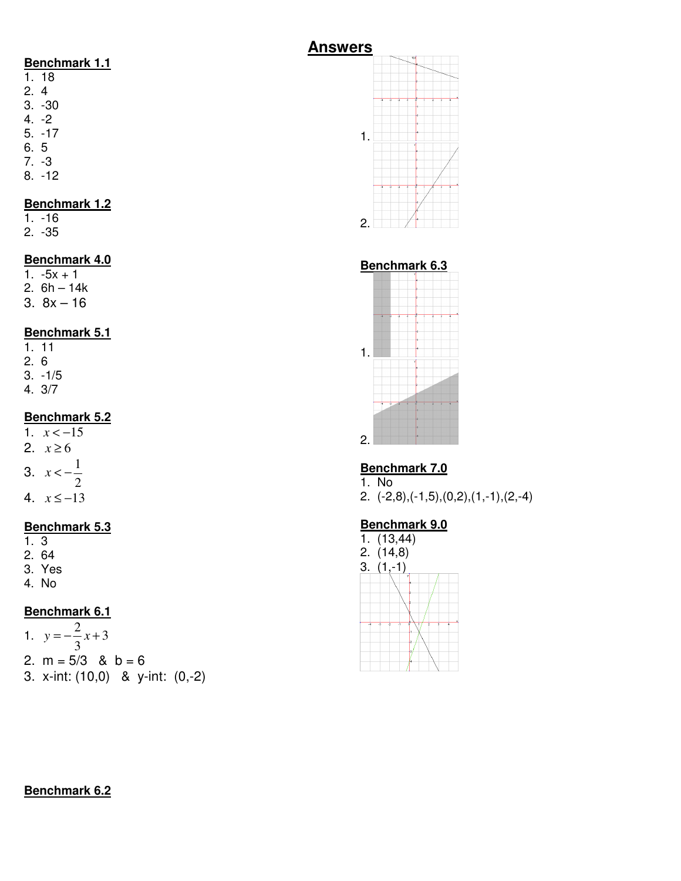# Answers

## Benchmark 1.1

1. 18
2. 4
3. -30
4. -2
5. -17
6. 5
7. -3
8. -12

## Benchmark 1.2

1. -16
2. -35

## Benchmark 4.0

1. -5x + 1
2. 6h – 14k
3. 8x – 16

## Benchmark 5.1

1. 11
2. 6
3. -1/5
4. 3/7

## Benchmark 5.2

1. $x < -15$
2. $x \geq 6$
3. $x < -\frac{1}{2}$
4. $x \leq -13$

## Benchmark 5.3

1. 3
2. 64
3. Yes
4. No

## Benchmark 6.1

1. $y = -\frac{2}{3}x + 3$
2. m = 5/3 & b = 6
3. x-int: (10,0) & y-int: (0,-2)

## Benchmark 6.2

1.
2.

## Benchmark 6.3

1.
2.

## Benchmark 7.0

1. No
2. (-2,8),(-1,5),(0,2),(1,-1),(2,-4)

## Benchmark 9.0

1. (13,44)
2. (14,8)
3. (1,-1)